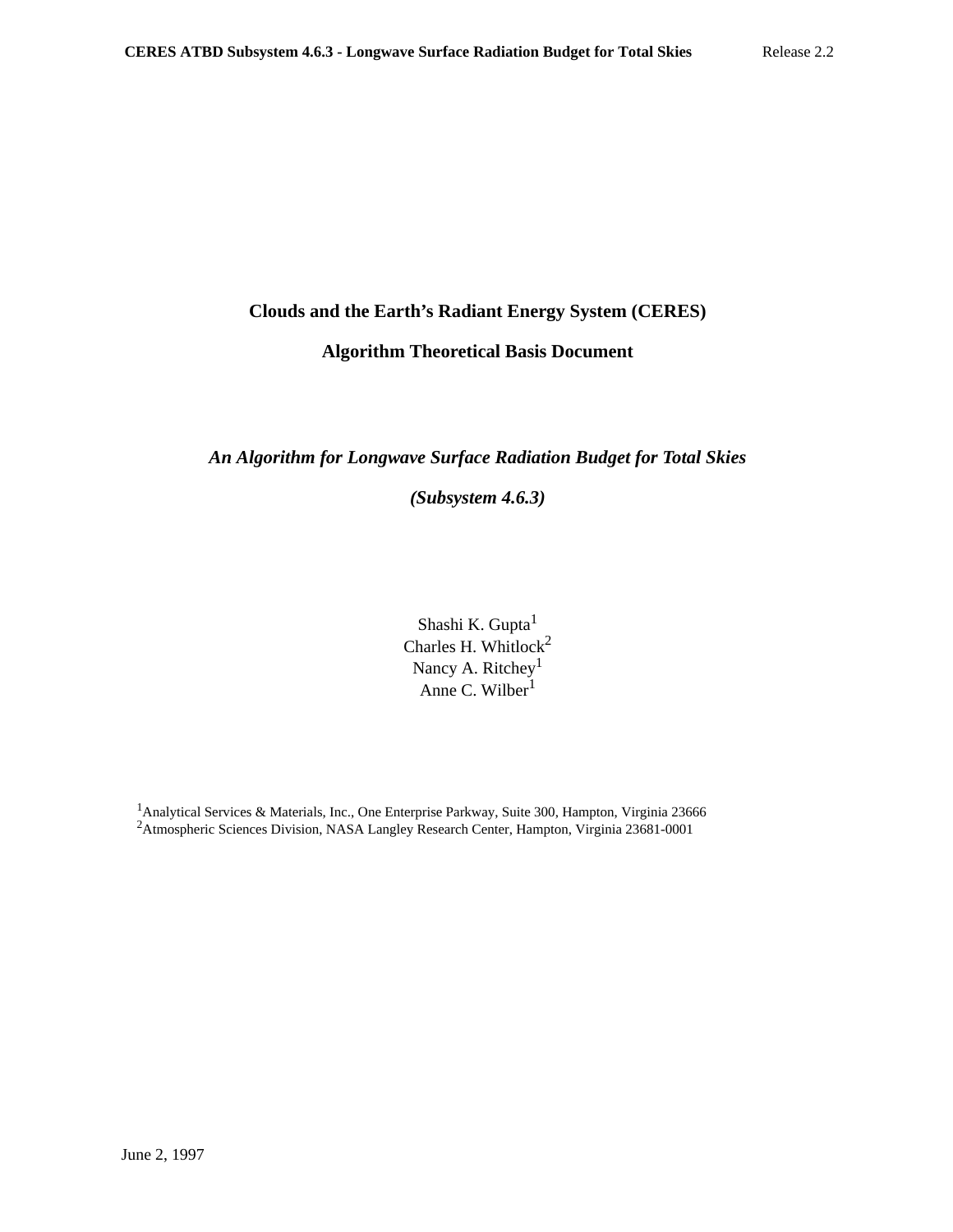# Clouds and the Earth's Radiant Energy System (CERES)

## Algorithm Theoretical Basis Document

### *An Algorithm for Longwave Surface Radiation Budget for Total Skies*

### *(Subsystem 4.6.3)*

Shashi K. Gupta[1]
Charles H. Whitlock[2]
Nancy A. Ritchey[1]
Anne C. Wilber[1]

[1]Analytical Services & Materials, Inc., One Enterprise Parkway, Suite 300, Hampton, Virginia 23666
[2]Atmospheric Sciences Division, NASA Langley Research Center, Hampton, Virginia 23681-0001

June 2, 1997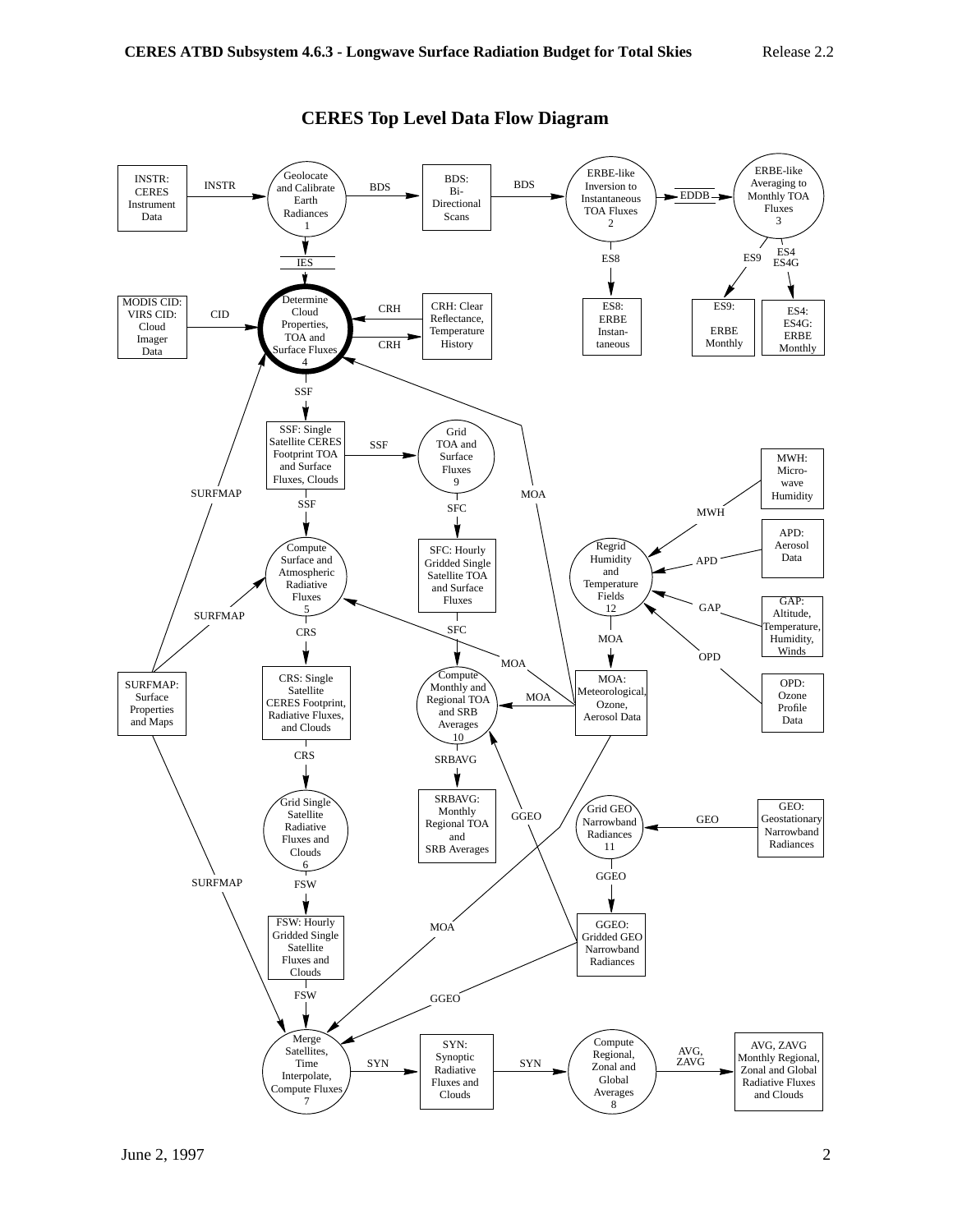## CERES Top Level Data Flow Diagram

**Processes (circles):**

1. Geolocate and Calibrate Earth Radiances
2. ERBE-like Inversion to Instantaneous TOA Fluxes
3. ERBE-like Averaging to Monthly TOA Fluxes
4. Determine Cloud Properties, TOA and Surface Fluxes
5. Compute Surface and Atmospheric Radiative Fluxes
6. Grid Single Satellite Radiative Fluxes and Clouds
7. Merge Satellites, Time Interpolate, Compute Fluxes
8. Compute Regional, Zonal and Global Averages
9. Grid TOA and Surface Fluxes
10. Compute Monthly and Regional TOA and SRB Averages
11. Grid GEO Narrowband Radiances
12. Regrid Humidity and Temperature Fields

**Data products (boxes):**

- INSTR: CERES Instrument Data
- BDS: Bi-Directional Scans
- ES8: ERBE Instantaneous
- ES9: ERBE Monthly
- ES4, ES4G: ERBE Monthly
- MODIS CID: VIRS CID: Cloud Imager Data
- CRH: Clear Reflectance, Temperature History
- SSF: Single Satellite CERES Footprint TOA and Surface Fluxes, Clouds
- SFC: Hourly Gridded Single Satellite TOA and Surface Fluxes
- CRS: Single Satellite CERES Footprint, Radiative Fluxes, and Clouds
- SRBAVG: Monthly Regional TOA and SRB Averages
- FSW: Hourly Gridded Single Satellite Fluxes and Clouds
- SURFMAP: Surface Properties and Maps
- MOA: Meteorological, Ozone, Aerosol Data
- MWH: Microwave Humidity
- APD: Aerosol Data
- GAP: Altitude, Temperature, Humidity, Winds
- OPD: Ozone Profile Data
- GEO: Geostationary Narrowband Radiances
- GGEO: Gridded GEO Narrowband Radiances
- SYN: Synoptic Radiative Fluxes and Clouds
- AVG, ZAVG: Monthly Regional, Zonal and Global Radiative Fluxes and Clouds

**Data flows:**

- INSTR → 1; 1 → BDS → 2; 1 → IES → 4
- 2 → EDDB → 3; 2 → ES8; 3 → ES9; 3 → ES4, ES4G
- CID → 4; CRH ↔ 4; SURFMAP → 4; MOA → 4
- 4 → SSF → 9 and 5; 9 → SFC → 10
- 5 → CRS → 6; SURFMAP → 5; MOA → 5
- 6 → FSW → 7
- 10 → SRBAVG; MOA → 10; GGEO → 10
- MWH, APD, GAP, OPD → 12 → MOA
- GEO → 11 → GGEO → 7 and 10
- SURFMAP → 7; MOA → 7
- 7 → SYN → 8 → AVG, ZAVG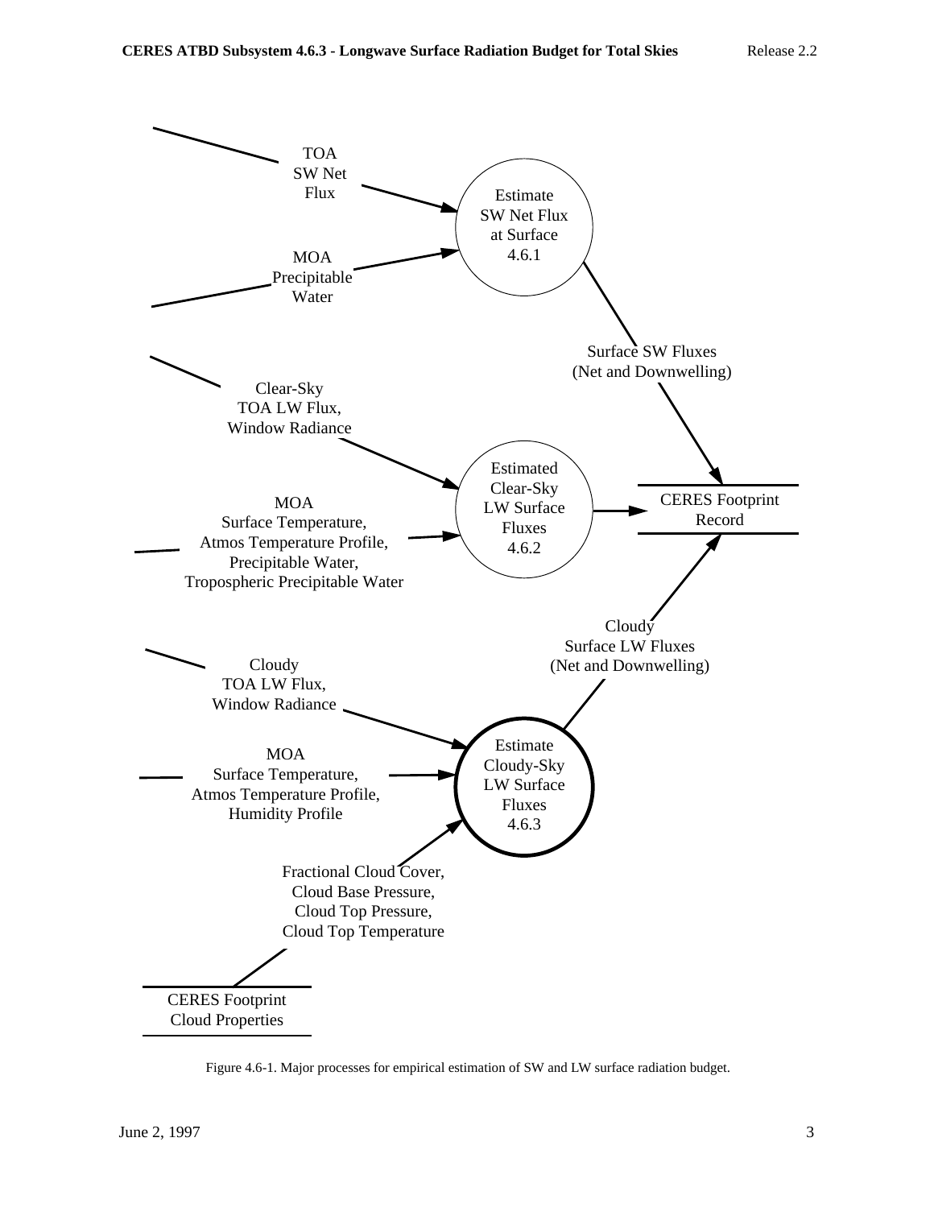TOA SW Net Flux

MOA Precipitable Water

Estimate SW Net Flux at Surface 4.6.1

Surface SW Fluxes (Net and Downwelling)

Clear-Sky TOA LW Flux, Window Radiance

MOA Surface Temperature, Atmos Temperature Profile, Precipitable Water, Tropospheric Precipitable Water

Estimated Clear-Sky LW Surface Fluxes 4.6.2

CERES Footprint Record

Cloudy Surface LW Fluxes (Net and Downwelling)

Cloudy TOA LW Flux, Window Radiance

MOA Surface Temperature, Atmos Temperature Profile, Humidity Profile

Estimate Cloudy-Sky LW Surface Fluxes 4.6.3

Fractional Cloud Cover, Cloud Base Pressure, Cloud Top Pressure, Cloud Top Temperature

CERES Footprint Cloud Properties

Figure 4.6-1. Major processes for empirical estimation of SW and LW surface radiation budget.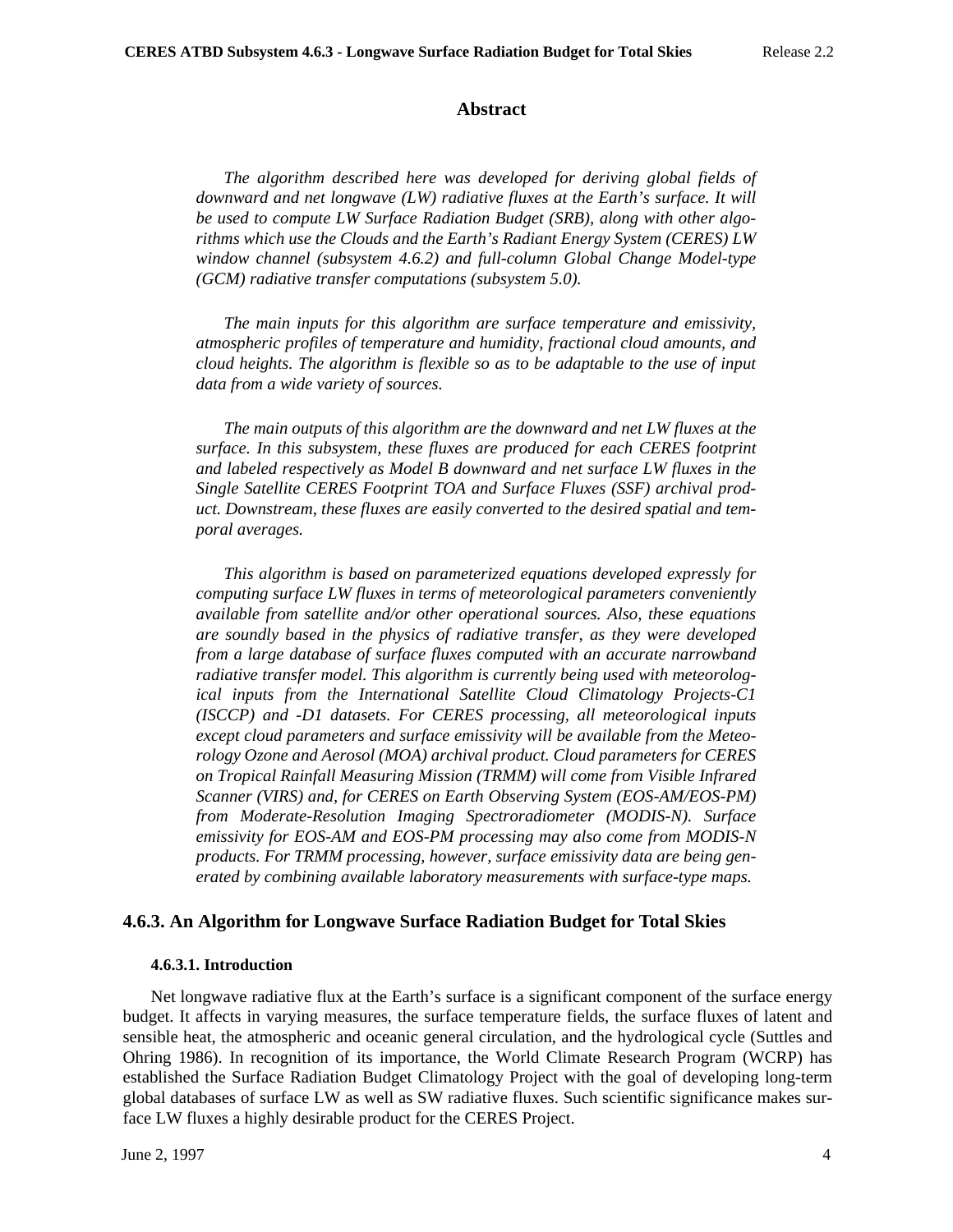## Abstract

*The algorithm described here was developed for deriving global fields of downward and net longwave (LW) radiative fluxes at the Earth's surface. It will be used to compute LW Surface Radiation Budget (SRB), along with other algorithms which use the Clouds and the Earth's Radiant Energy System (CERES) LW window channel (subsystem 4.6.2) and full-column Global Change Model-type (GCM) radiative transfer computations (subsystem 5.0).*

*The main inputs for this algorithm are surface temperature and emissivity, atmospheric profiles of temperature and humidity, fractional cloud amounts, and cloud heights. The algorithm is flexible so as to be adaptable to the use of input data from a wide variety of sources.*

*The main outputs of this algorithm are the downward and net LW fluxes at the surface. In this subsystem, these fluxes are produced for each CERES footprint and labeled respectively as Model B downward and net surface LW fluxes in the Single Satellite CERES Footprint TOA and Surface Fluxes (SSF) archival product. Downstream, these fluxes are easily converted to the desired spatial and temporal averages.*

*This algorithm is based on parameterized equations developed expressly for computing surface LW fluxes in terms of meteorological parameters conveniently available from satellite and/or other operational sources. Also, these equations are soundly based in the physics of radiative transfer, as they were developed from a large database of surface fluxes computed with an accurate narrowband radiative transfer model. This algorithm is currently being used with meteorological inputs from the International Satellite Cloud Climatology Projects-C1 (ISCCP) and -D1 datasets. For CERES processing, all meteorological inputs except cloud parameters and surface emissivity will be available from the Meteorology Ozone and Aerosol (MOA) archival product. Cloud parameters for CERES on Tropical Rainfall Measuring Mission (TRMM) will come from Visible Infrared Scanner (VIRS) and, for CERES on Earth Observing System (EOS-AM/EOS-PM) from Moderate-Resolution Imaging Spectroradiometer (MODIS-N). Surface emissivity for EOS-AM and EOS-PM processing may also come from MODIS-N products. For TRMM processing, however, surface emissivity data are being generated by combining available laboratory measurements with surface-type maps.*

## 4.6.3. An Algorithm for Longwave Surface Radiation Budget for Total Skies

### 4.6.3.1. Introduction

Net longwave radiative flux at the Earth's surface is a significant component of the surface energy budget. It affects in varying measures, the surface temperature fields, the surface fluxes of latent and sensible heat, the atmospheric and oceanic general circulation, and the hydrological cycle (Suttles and Ohring 1986). In recognition of its importance, the World Climate Research Program (WCRP) has established the Surface Radiation Budget Climatology Project with the goal of developing long-term global databases of surface LW as well as SW radiative fluxes. Such scientific significance makes surface LW fluxes a highly desirable product for the CERES Project.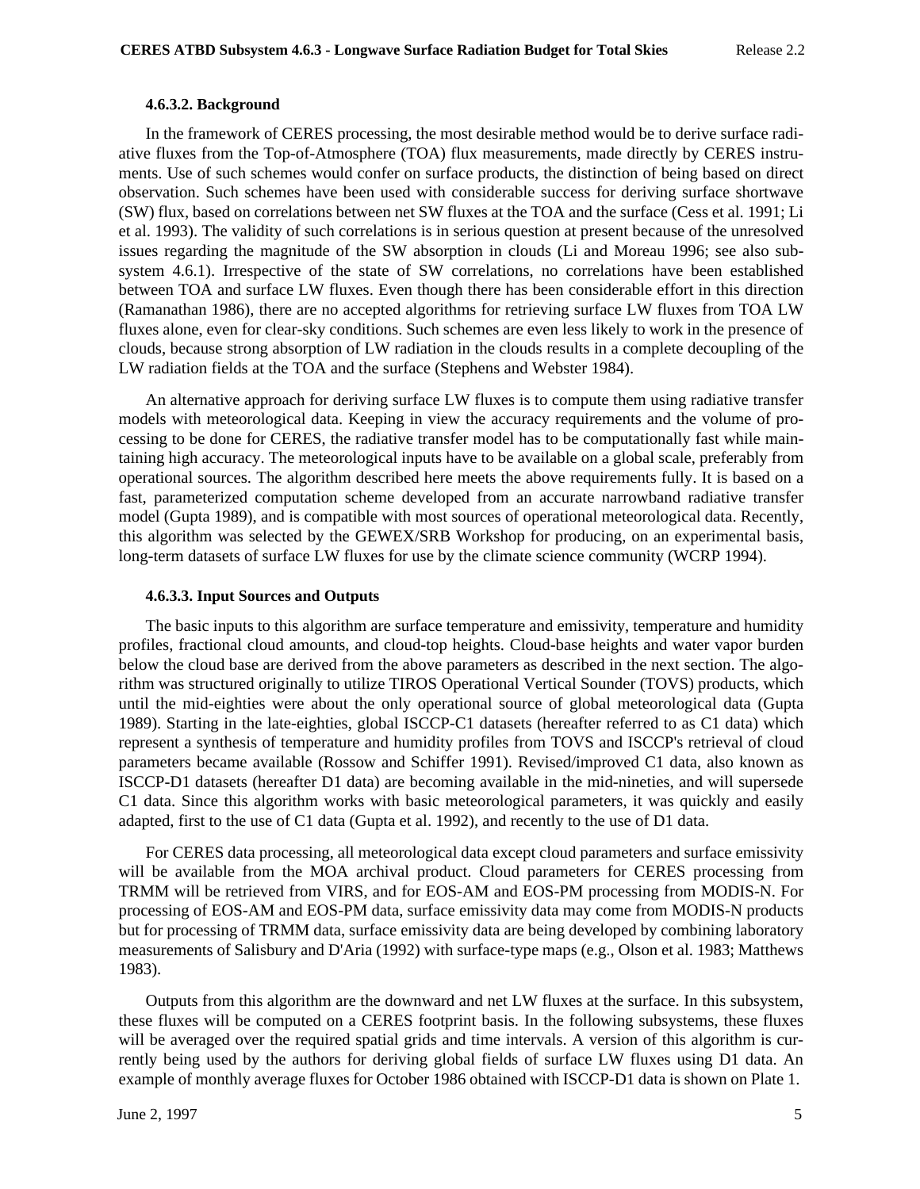#### 4.6.3.2. Background

In the framework of CERES processing, the most desirable method would be to derive surface radiative fluxes from the Top-of-Atmosphere (TOA) flux measurements, made directly by CERES instruments. Use of such schemes would confer on surface products, the distinction of being based on direct observation. Such schemes have been used with considerable success for deriving surface shortwave (SW) flux, based on correlations between net SW fluxes at the TOA and the surface (Cess et al. 1991; Li et al. 1993). The validity of such correlations is in serious question at present because of the unresolved issues regarding the magnitude of the SW absorption in clouds (Li and Moreau 1996; see also subsystem 4.6.1). Irrespective of the state of SW correlations, no correlations have been established between TOA and surface LW fluxes. Even though there has been considerable effort in this direction (Ramanathan 1986), there are no accepted algorithms for retrieving surface LW fluxes from TOA LW fluxes alone, even for clear-sky conditions. Such schemes are even less likely to work in the presence of clouds, because strong absorption of LW radiation in the clouds results in a complete decoupling of the LW radiation fields at the TOA and the surface (Stephens and Webster 1984).

An alternative approach for deriving surface LW fluxes is to compute them using radiative transfer models with meteorological data. Keeping in view the accuracy requirements and the volume of processing to be done for CERES, the radiative transfer model has to be computationally fast while maintaining high accuracy. The meteorological inputs have to be available on a global scale, preferably from operational sources. The algorithm described here meets the above requirements fully. It is based on a fast, parameterized computation scheme developed from an accurate narrowband radiative transfer model (Gupta 1989), and is compatible with most sources of operational meteorological data. Recently, this algorithm was selected by the GEWEX/SRB Workshop for producing, on an experimental basis, long-term datasets of surface LW fluxes for use by the climate science community (WCRP 1994).

#### 4.6.3.3. Input Sources and Outputs

The basic inputs to this algorithm are surface temperature and emissivity, temperature and humidity profiles, fractional cloud amounts, and cloud-top heights. Cloud-base heights and water vapor burden below the cloud base are derived from the above parameters as described in the next section. The algorithm was structured originally to utilize TIROS Operational Vertical Sounder (TOVS) products, which until the mid-eighties were about the only operational source of global meteorological data (Gupta 1989). Starting in the late-eighties, global ISCCP-C1 datasets (hereafter referred to as C1 data) which represent a synthesis of temperature and humidity profiles from TOVS and ISCCP's retrieval of cloud parameters became available (Rossow and Schiffer 1991). Revised/improved C1 data, also known as ISCCP-D1 datasets (hereafter D1 data) are becoming available in the mid-nineties, and will supersede C1 data. Since this algorithm works with basic meteorological parameters, it was quickly and easily adapted, first to the use of C1 data (Gupta et al. 1992), and recently to the use of D1 data.

For CERES data processing, all meteorological data except cloud parameters and surface emissivity will be available from the MOA archival product. Cloud parameters for CERES processing from TRMM will be retrieved from VIRS, and for EOS-AM and EOS-PM processing from MODIS-N. For processing of EOS-AM and EOS-PM data, surface emissivity data may come from MODIS-N products but for processing of TRMM data, surface emissivity data are being developed by combining laboratory measurements of Salisbury and D'Aria (1992) with surface-type maps (e.g., Olson et al. 1983; Matthews 1983).

Outputs from this algorithm are the downward and net LW fluxes at the surface. In this subsystem, these fluxes will be computed on a CERES footprint basis. In the following subsystems, these fluxes will be averaged over the required spatial grids and time intervals. A version of this algorithm is currently being used by the authors for deriving global fields of surface LW fluxes using D1 data. An example of monthly average fluxes for October 1986 obtained with ISCCP-D1 data is shown on Plate 1.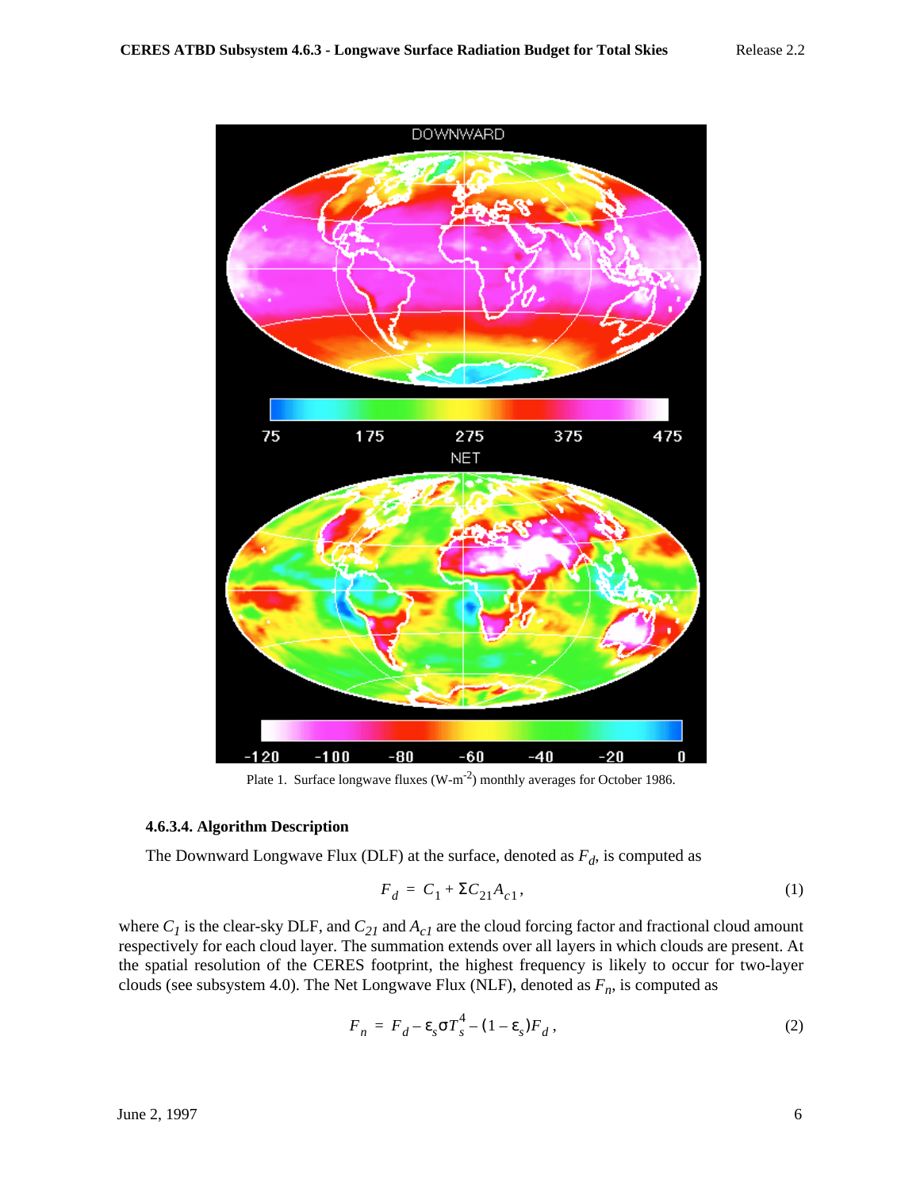Plate 1. Surface longwave fluxes (W-m$^{-2}$) monthly averages for October 1986.

#### 4.6.3.4. Algorithm Description

The Downward Longwave Flux (DLF) at the surface, denoted as $F_d$, is computed as

$$F_d = C_1 + \Sigma C_{21} A_{c1}, \tag{1}$$

where $C_1$ is the clear-sky DLF, and $C_{21}$ and $A_{c1}$ are the cloud forcing factor and fractional cloud amount respectively for each cloud layer. The summation extends over all layers in which clouds are present. At the spatial resolution of the CERES footprint, the highest frequency is likely to occur for two-layer clouds (see subsystem 4.0). The Net Longwave Flux (NLF), denoted as $F_n$, is computed as

$$F_n = F_d - \varepsilon_s \sigma T_s^4 - (1 - \varepsilon_s) F_d, \tag{2}$$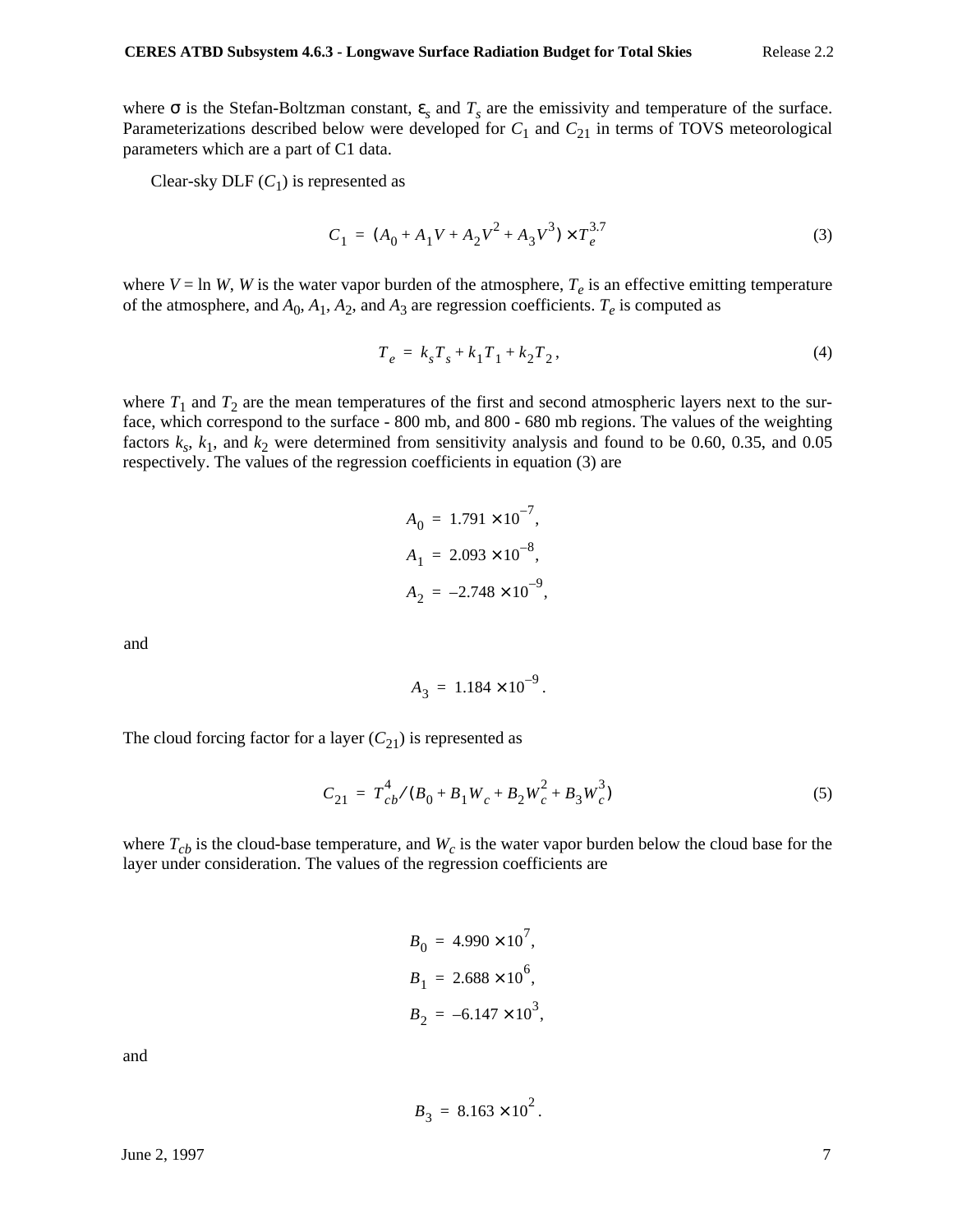where $\sigma$ is the Stefan-Boltzman constant, $\varepsilon_s$ and $T_s$ are the emissivity and temperature of the surface. Parameterizations described below were developed for $C_1$ and $C_{21}$ in terms of TOVS meteorological parameters which are a part of C1 data.

Clear-sky DLF ($C_1$) is represented as

$$C_1 = (A_0 + A_1 V + A_2 V^2 + A_3 V^3) \times T_e^{3.7} \tag{3}$$

where $V = \ln W$, $W$ is the water vapor burden of the atmosphere, $T_e$ is an effective emitting temperature of the atmosphere, and $A_0$, $A_1$, $A_2$, and $A_3$ are regression coefficients. $T_e$ is computed as

$$T_e = k_s T_s + k_1 T_1 + k_2 T_2 , \tag{4}$$

where $T_1$ and $T_2$ are the mean temperatures of the first and second atmospheric layers next to the surface, which correspond to the surface - 800 mb, and 800 - 680 mb regions. The values of the weighting factors $k_s$, $k_1$, and $k_2$ were determined from sensitivity analysis and found to be 0.60, 0.35, and 0.05 respectively. The values of the regression coefficients in equation (3) are

$$A_0 = 1.791 \times 10^{-7},$$

$$A_1 = 2.093 \times 10^{-8},$$

$$A_2 = -2.748 \times 10^{-9},$$

and

$$A_3 = 1.184 \times 10^{-9} .$$

The cloud forcing factor for a layer ($C_{21}$) is represented as

$$C_{21} = T_{cb}^4 / (B_0 + B_1 W_c + B_2 W_c^2 + B_3 W_c^3) \tag{5}$$

where $T_{cb}$ is the cloud-base temperature, and $W_c$ is the water vapor burden below the cloud base for the layer under consideration. The values of the regression coefficients are

$$B_0 = 4.990 \times 10^{7},$$

$$B_1 = 2.688 \times 10^{6},$$

$$B_2 = -6.147 \times 10^{3},$$

and

$$B_3 = 8.163 \times 10^{2} .$$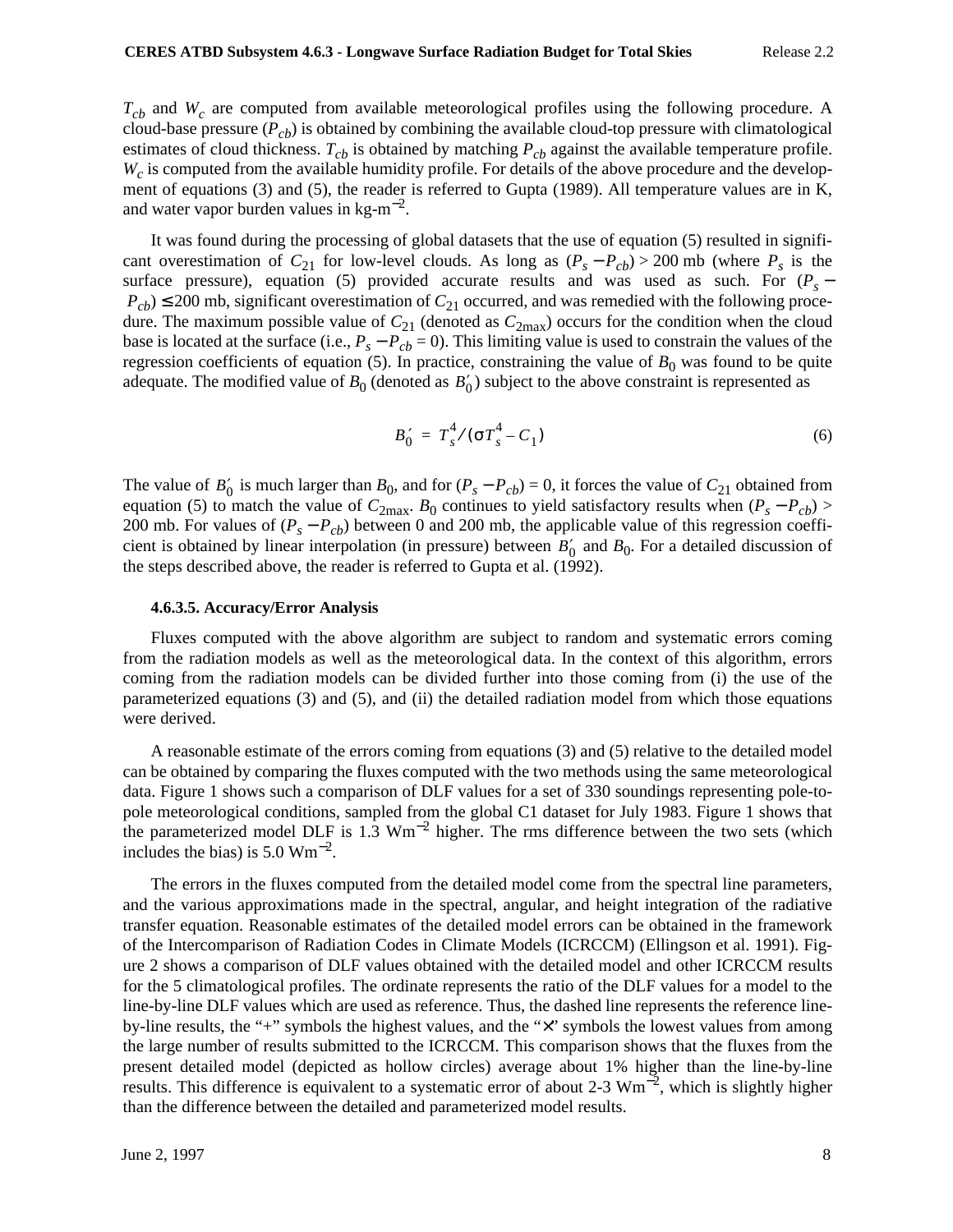$T_{cb}$ and $W_c$ are computed from available meteorological profiles using the following procedure. A cloud-base pressure ($P_{cb}$) is obtained by combining the available cloud-top pressure with climatological estimates of cloud thickness. $T_{cb}$ is obtained by matching $P_{cb}$ against the available temperature profile. $W_c$ is computed from the available humidity profile. For details of the above procedure and the development of equations (3) and (5), the reader is referred to Gupta (1989). All temperature values are in K, and water vapor burden values in kg-m$^{-2}$.

It was found during the processing of global datasets that the use of equation (5) resulted in significant overestimation of $C_{21}$ for low-level clouds. As long as $(P_s - P_{cb}) > 200$ mb (where $P_s$ is the surface pressure), equation (5) provided accurate results and was used as such. For $(P_s - P_{cb}) \leq 200$ mb, significant overestimation of $C_{21}$ occurred, and was remedied with the following procedure. The maximum possible value of $C_{21}$ (denoted as $C_{2\max}$) occurs for the condition when the cloud base is located at the surface (i.e., $P_s - P_{cb} = 0$). This limiting value is used to constrain the values of the regression coefficients of equation (5). In practice, constraining the value of $B_0$ was found to be quite adequate. The modified value of $B_0$ (denoted as $B_0'$) subject to the above constraint is represented as

$$B_0' = T_s^4 / (\sigma T_s^4 - C_1) \tag{6}$$

The value of $B_0'$ is much larger than $B_0$, and for $(P_s - P_{cb}) = 0$, it forces the value of $C_{21}$ obtained from equation (5) to match the value of $C_{2\max}$. $B_0$ continues to yield satisfactory results when $(P_s - P_{cb}) > 200$ mb. For values of $(P_s - P_{cb})$ between 0 and 200 mb, the applicable value of this regression coefficient is obtained by linear interpolation (in pressure) between $B_0'$ and $B_0$. For a detailed discussion of the steps described above, the reader is referred to Gupta et al. (1992).

#### 4.6.3.5. Accuracy/Error Analysis

Fluxes computed with the above algorithm are subject to random and systematic errors coming from the radiation models as well as the meteorological data. In the context of this algorithm, errors coming from the radiation models can be divided further into those coming from (i) the use of the parameterized equations (3) and (5), and (ii) the detailed radiation model from which those equations were derived.

A reasonable estimate of the errors coming from equations (3) and (5) relative to the detailed model can be obtained by comparing the fluxes computed with the two methods using the same meteorological data. Figure 1 shows such a comparison of DLF values for a set of 330 soundings representing pole-to-pole meteorological conditions, sampled from the global C1 dataset for July 1983. Figure 1 shows that the parameterized model DLF is 1.3 Wm$^{-2}$ higher. The rms difference between the two sets (which includes the bias) is 5.0 Wm$^{-2}$.

The errors in the fluxes computed from the detailed model come from the spectral line parameters, and the various approximations made in the spectral, angular, and height integration of the radiative transfer equation. Reasonable estimates of the detailed model errors can be obtained in the framework of the Intercomparison of Radiation Codes in Climate Models (ICRCCM) (Ellingson et al. 1991). Figure 2 shows a comparison of DLF values obtained with the detailed model and other ICRCCM results for the 5 climatological profiles. The ordinate represents the ratio of the DLF values for a model to the line-by-line DLF values which are used as reference. Thus, the dashed line represents the reference line-by-line results, the "+" symbols the highest values, and the "×" symbols the lowest values from among the large number of results submitted to the ICRCCM. This comparison shows that the fluxes from the present detailed model (depicted as hollow circles) average about 1% higher than the line-by-line results. This difference is equivalent to a systematic error of about 2-3 Wm$^{-2}$, which is slightly higher than the difference between the detailed and parameterized model results.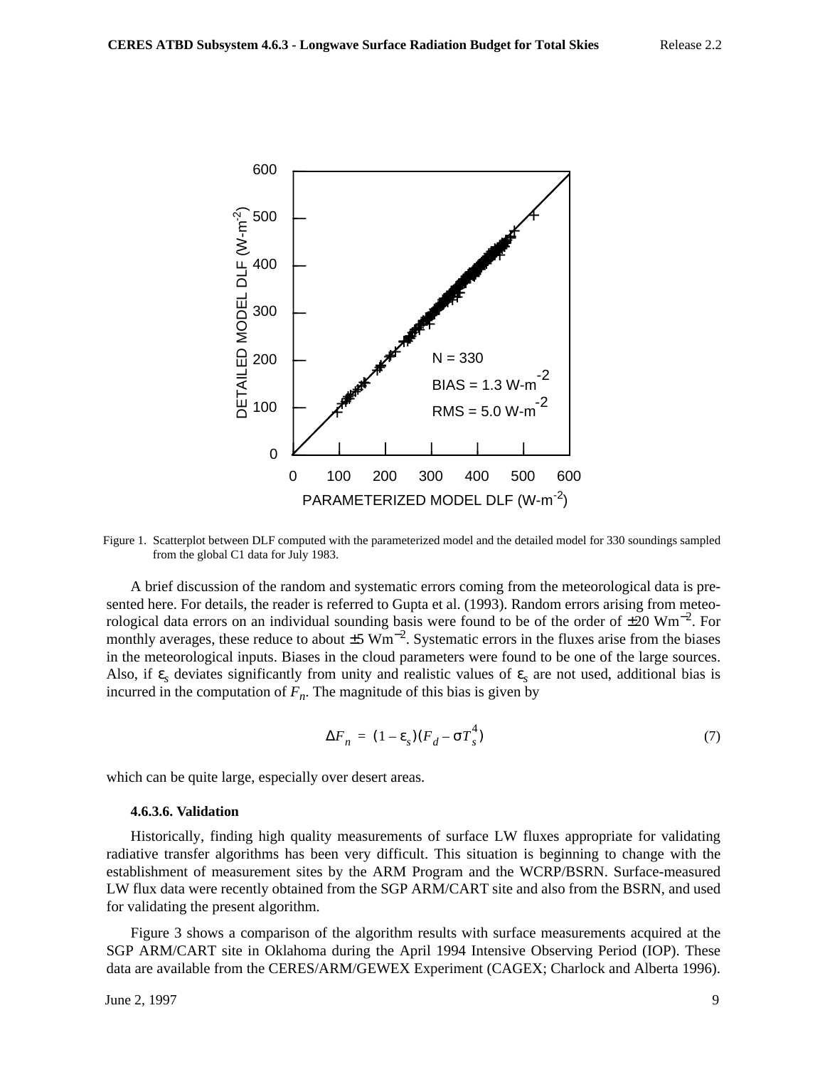Figure 1. Scatterplot between DLF computed with the parameterized model and the detailed model for 330 soundings sampled from the global C1 data for July 1983.

A brief discussion of the random and systematic errors coming from the meteorological data is presented here. For details, the reader is referred to Gupta et al. (1993). Random errors arising from meteorological data errors on an individual sounding basis were found to be of the order of ±20 $Wm^{-2}$. For monthly averages, these reduce to about ±5 $Wm^{-2}$. Systematic errors in the fluxes arise from the biases in the meteorological inputs. Biases in the cloud parameters were found to be one of the large sources. Also, if $\varepsilon_s$ deviates significantly from unity and realistic values of $\varepsilon_s$ are not used, additional bias is incurred in the computation of $F_n$. The magnitude of this bias is given by

$$\Delta F_n = (1 - \varepsilon_s)(F_d - \sigma T_s^4) \tag{7}$$

which can be quite large, especially over desert areas.

#### 4.6.3.6. Validation

Historically, finding high quality measurements of surface LW fluxes appropriate for validating radiative transfer algorithms has been very difficult. This situation is beginning to change with the establishment of measurement sites by the ARM Program and the WCRP/BSRN. Surface-measured LW flux data were recently obtained from the SGP ARM/CART site and also from the BSRN, and used for validating the present algorithm.

Figure 3 shows a comparison of the algorithm results with surface measurements acquired at the SGP ARM/CART site in Oklahoma during the April 1994 Intensive Observing Period (IOP). These data are available from the CERES/ARM/GEWEX Experiment (CAGEX; Charlock and Alberta 1996).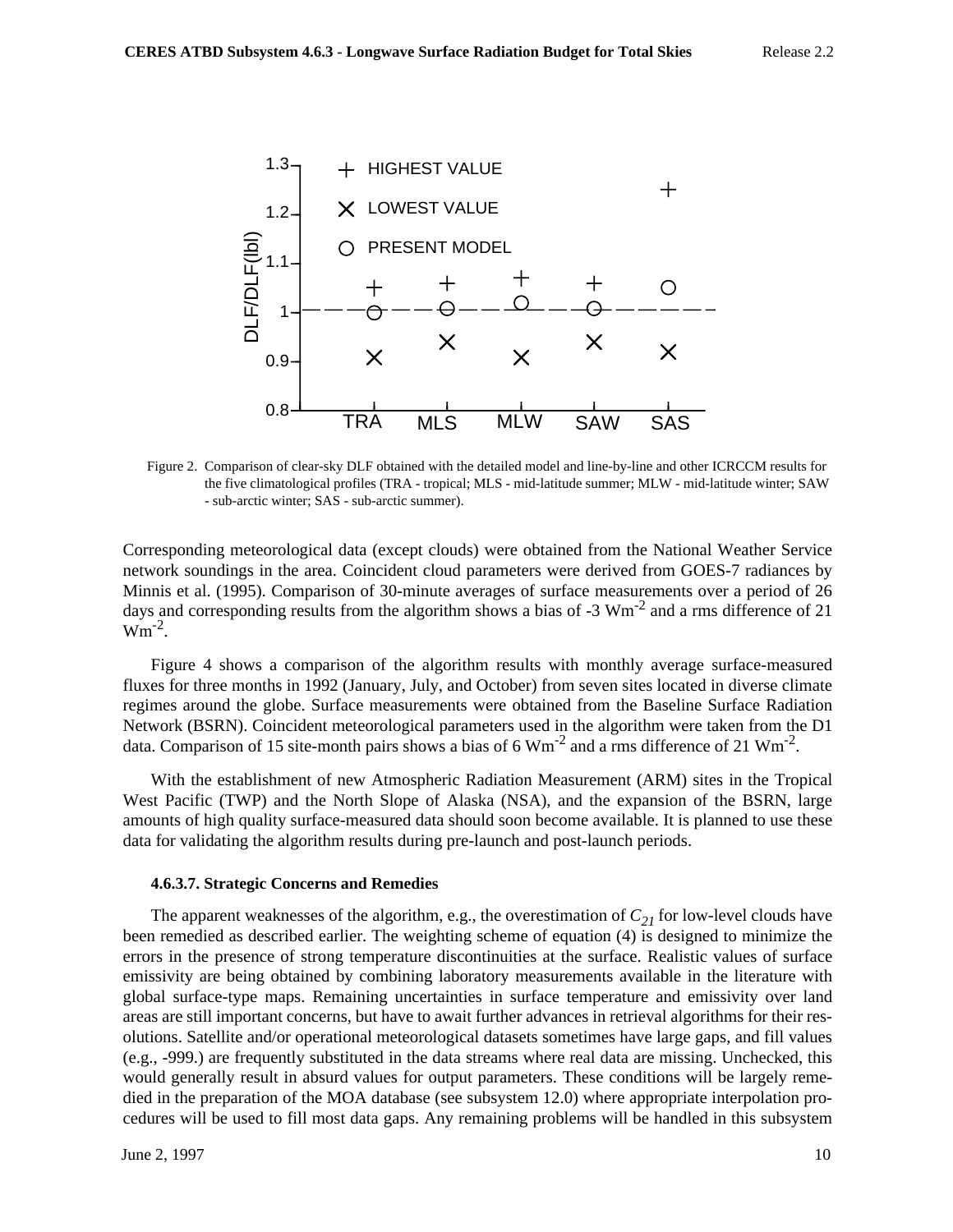Figure 2. Comparison of clear-sky DLF obtained with the detailed model and line-by-line and other ICRCCM results for the five climatological profiles (TRA - tropical; MLS - mid-latitude summer; MLW - mid-latitude winter; SAW - sub-arctic winter; SAS - sub-arctic summer).

Corresponding meteorological data (except clouds) were obtained from the National Weather Service network soundings in the area. Coincident cloud parameters were derived from GOES-7 radiances by Minnis et al. (1995). Comparison of 30-minute averages of surface measurements over a period of 26 days and corresponding results from the algorithm shows a bias of -3 $Wm^{-2}$ and a rms difference of 21 $Wm^{-2}$.

Figure 4 shows a comparison of the algorithm results with monthly average surface-measured fluxes for three months in 1992 (January, July, and October) from seven sites located in diverse climate regimes around the globe. Surface measurements were obtained from the Baseline Surface Radiation Network (BSRN). Coincident meteorological parameters used in the algorithm were taken from the D1 data. Comparison of 15 site-month pairs shows a bias of 6 $Wm^{-2}$ and a rms difference of 21 $Wm^{-2}$.

With the establishment of new Atmospheric Radiation Measurement (ARM) sites in the Tropical West Pacific (TWP) and the North Slope of Alaska (NSA), and the expansion of the BSRN, large amounts of high quality surface-measured data should soon become available. It is planned to use these data for validating the algorithm results during pre-launch and post-launch periods.

#### 4.6.3.7. Strategic Concerns and Remedies

The apparent weaknesses of the algorithm, e.g., the overestimation of $C_{21}$ for low-level clouds have been remedied as described earlier. The weighting scheme of equation (4) is designed to minimize the errors in the presence of strong temperature discontinuities at the surface. Realistic values of surface emissivity are being obtained by combining laboratory measurements available in the literature with global surface-type maps. Remaining uncertainties in surface temperature and emissivity over land areas are still important concerns, but have to await further advances in retrieval algorithms for their resolutions. Satellite and/or operational meteorological datasets sometimes have large gaps, and fill values (e.g., -999.) are frequently substituted in the data streams where real data are missing. Unchecked, this would generally result in absurd values for output parameters. These conditions will be largely remedied in the preparation of the MOA database (see subsystem 12.0) where appropriate interpolation procedures will be used to fill most data gaps. Any remaining problems will be handled in this subsystem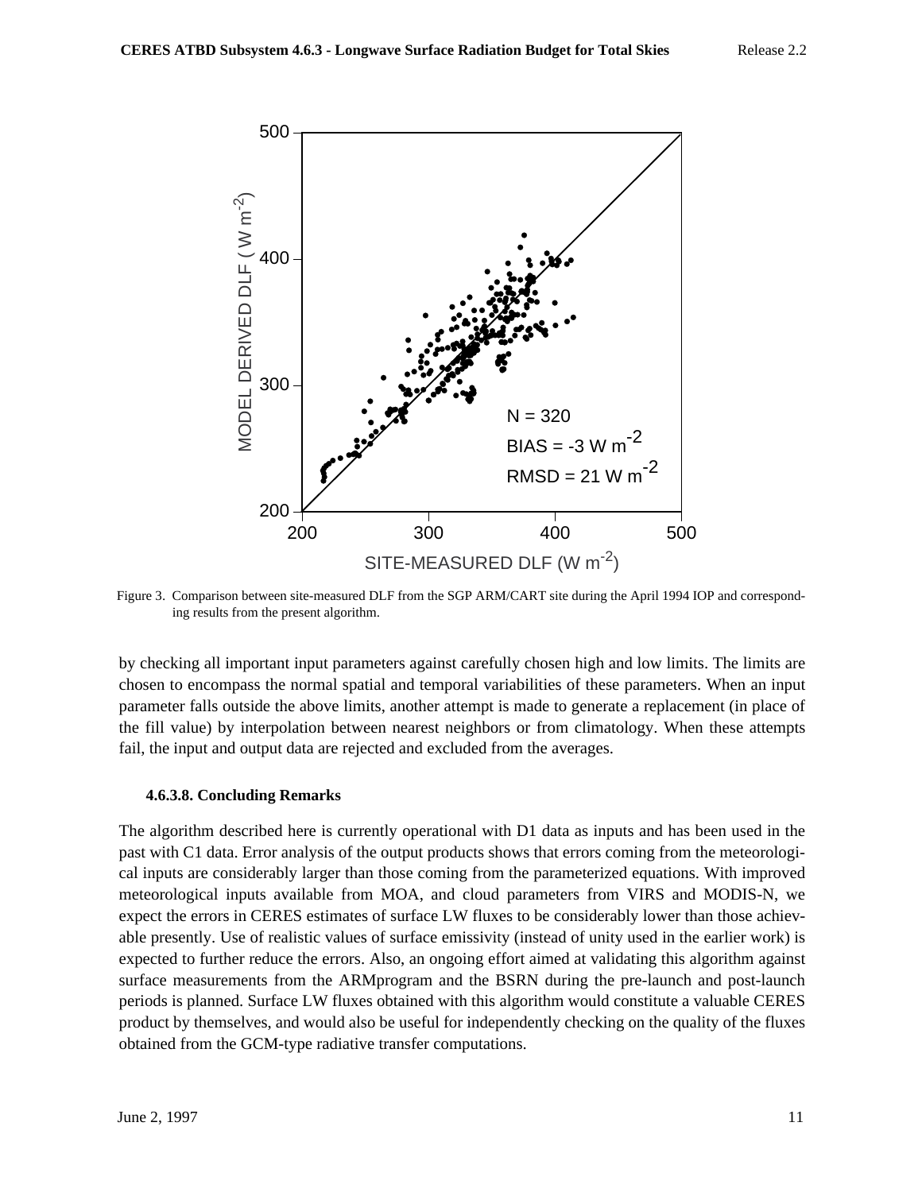Figure 3. Comparison between site-measured DLF from the SGP ARM/CART site during the April 1994 IOP and corresponding results from the present algorithm.

by checking all important input parameters against carefully chosen high and low limits. The limits are chosen to encompass the normal spatial and temporal variabilities of these parameters. When an input parameter falls outside the above limits, another attempt is made to generate a replacement (in place of the fill value) by interpolation between nearest neighbors or from climatology. When these attempts fail, the input and output data are rejected and excluded from the averages.

#### 4.6.3.8. Concluding Remarks

The algorithm described here is currently operational with D1 data as inputs and has been used in the past with C1 data. Error analysis of the output products shows that errors coming from the meteorological inputs are considerably larger than those coming from the parameterized equations. With improved meteorological inputs available from MOA, and cloud parameters from VIRS and MODIS-N, we expect the errors in CERES estimates of surface LW fluxes to be considerably lower than those achievable presently. Use of realistic values of surface emissivity (instead of unity used in the earlier work) is expected to further reduce the errors. Also, an ongoing effort aimed at validating this algorithm against surface measurements from the ARMprogram and the BSRN during the pre-launch and post-launch periods is planned. Surface LW fluxes obtained with this algorithm would constitute a valuable CERES product by themselves, and would also be useful for independently checking on the quality of the fluxes obtained from the GCM-type radiative transfer computations.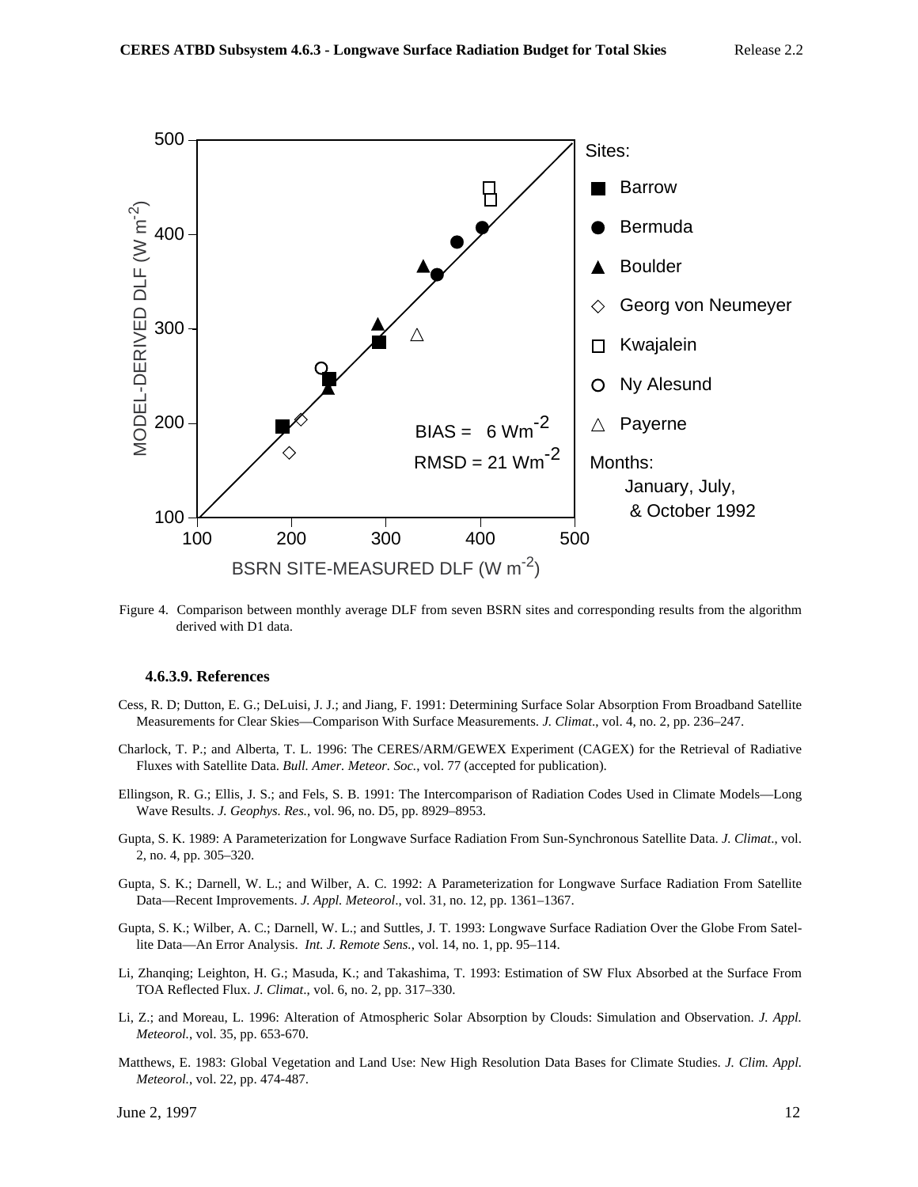Figure 4. Comparison between monthly average DLF from seven BSRN sites and corresponding results from the algorithm derived with D1 data.

#### 4.6.3.9. References

Cess, R. D; Dutton, E. G.; DeLuisi, J. J.; and Jiang, F. 1991: Determining Surface Solar Absorption From Broadband Satellite Measurements for Clear Skies—Comparison With Surface Measurements. *J. Climat*., vol. 4, no. 2, pp. 236–247.

Charlock, T. P.; and Alberta, T. L. 1996: The CERES/ARM/GEWEX Experiment (CAGEX) for the Retrieval of Radiative Fluxes with Satellite Data. *Bull. Amer. Meteor. Soc.*, vol. 77 (accepted for publication).

Ellingson, R. G.; Ellis, J. S.; and Fels, S. B. 1991: The Intercomparison of Radiation Codes Used in Climate Models—Long Wave Results. *J. Geophys. Res.*, vol. 96, no. D5, pp. 8929–8953.

Gupta, S. K. 1989: A Parameterization for Longwave Surface Radiation From Sun-Synchronous Satellite Data. *J. Climat*., vol. 2, no. 4, pp. 305–320.

Gupta, S. K.; Darnell, W. L.; and Wilber, A. C. 1992: A Parameterization for Longwave Surface Radiation From Satellite Data—Recent Improvements. *J. Appl. Meteorol*., vol. 31, no. 12, pp. 1361–1367.

Gupta, S. K.; Wilber, A. C.; Darnell, W. L.; and Suttles, J. T. 1993: Longwave Surface Radiation Over the Globe From Satellite Data—An Error Analysis. *Int. J. Remote Sens.*, vol. 14, no. 1, pp. 95–114.

Li, Zhanqing; Leighton, H. G.; Masuda, K.; and Takashima, T. 1993: Estimation of SW Flux Absorbed at the Surface From TOA Reflected Flux. *J. Climat*., vol. 6, no. 2, pp. 317–330.

Li, Z.; and Moreau, L. 1996: Alteration of Atmospheric Solar Absorption by Clouds: Simulation and Observation. *J. Appl. Meteorol.*, vol. 35, pp. 653-670.

Matthews, E. 1983: Global Vegetation and Land Use: New High Resolution Data Bases for Climate Studies. *J. Clim. Appl. Meteorol.*, vol. 22, pp. 474-487.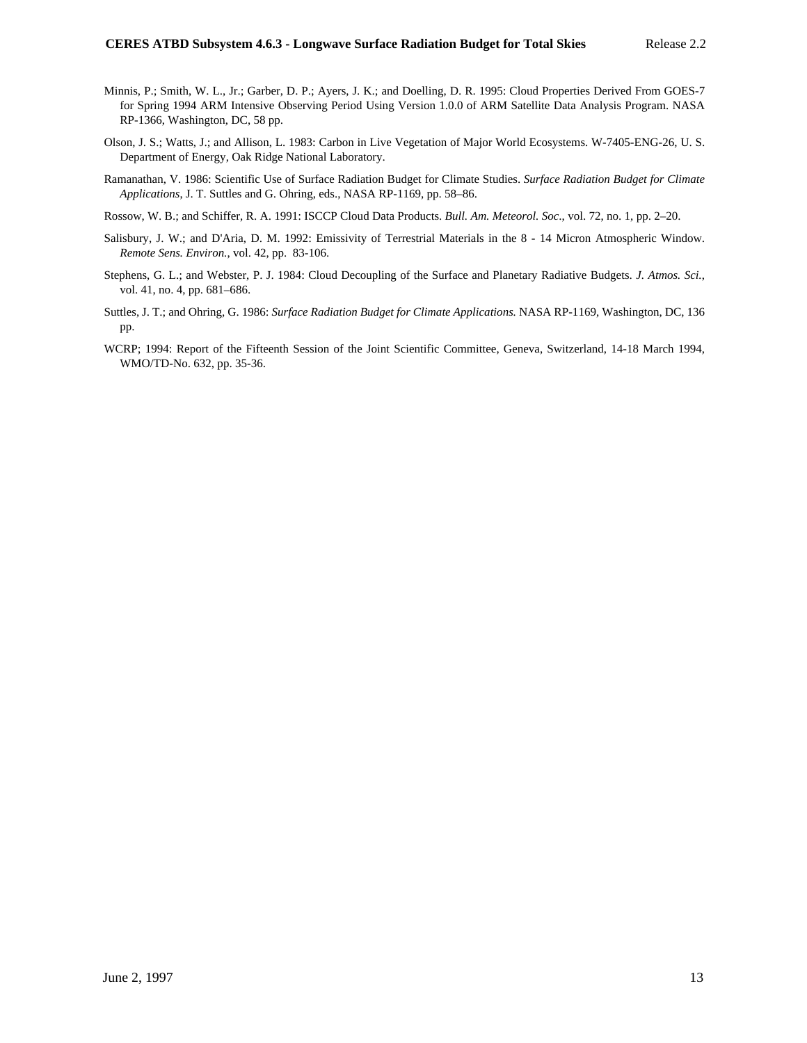Minnis, P.; Smith, W. L., Jr.; Garber, D. P.; Ayers, J. K.; and Doelling, D. R. 1995: Cloud Properties Derived From GOES-7 for Spring 1994 ARM Intensive Observing Period Using Version 1.0.0 of ARM Satellite Data Analysis Program. NASA RP-1366, Washington, DC, 58 pp.

Olson, J. S.; Watts, J.; and Allison, L. 1983: Carbon in Live Vegetation of Major World Ecosystems. W-7405-ENG-26, U. S. Department of Energy, Oak Ridge National Laboratory.

Ramanathan, V. 1986: Scientific Use of Surface Radiation Budget for Climate Studies. *Surface Radiation Budget for Climate Applications*, J. T. Suttles and G. Ohring, eds., NASA RP-1169, pp. 58–86.

Rossow, W. B.; and Schiffer, R. A. 1991: ISCCP Cloud Data Products. *Bull. Am. Meteorol. Soc.*, vol. 72, no. 1, pp. 2–20.

Salisbury, J. W.; and D'Aria, D. M. 1992: Emissivity of Terrestrial Materials in the 8 - 14 Micron Atmospheric Window. *Remote Sens. Environ.*, vol. 42, pp. 83-106.

Stephens, G. L.; and Webster, P. J. 1984: Cloud Decoupling of the Surface and Planetary Radiative Budgets. *J. Atmos. Sci.*, vol. 41, no. 4, pp. 681–686.

Suttles, J. T.; and Ohring, G. 1986: *Surface Radiation Budget for Climate Applications.* NASA RP-1169, Washington, DC, 136 pp.

WCRP; 1994: Report of the Fifteenth Session of the Joint Scientific Committee, Geneva, Switzerland, 14-18 March 1994, WMO/TD-No. 632, pp. 35-36.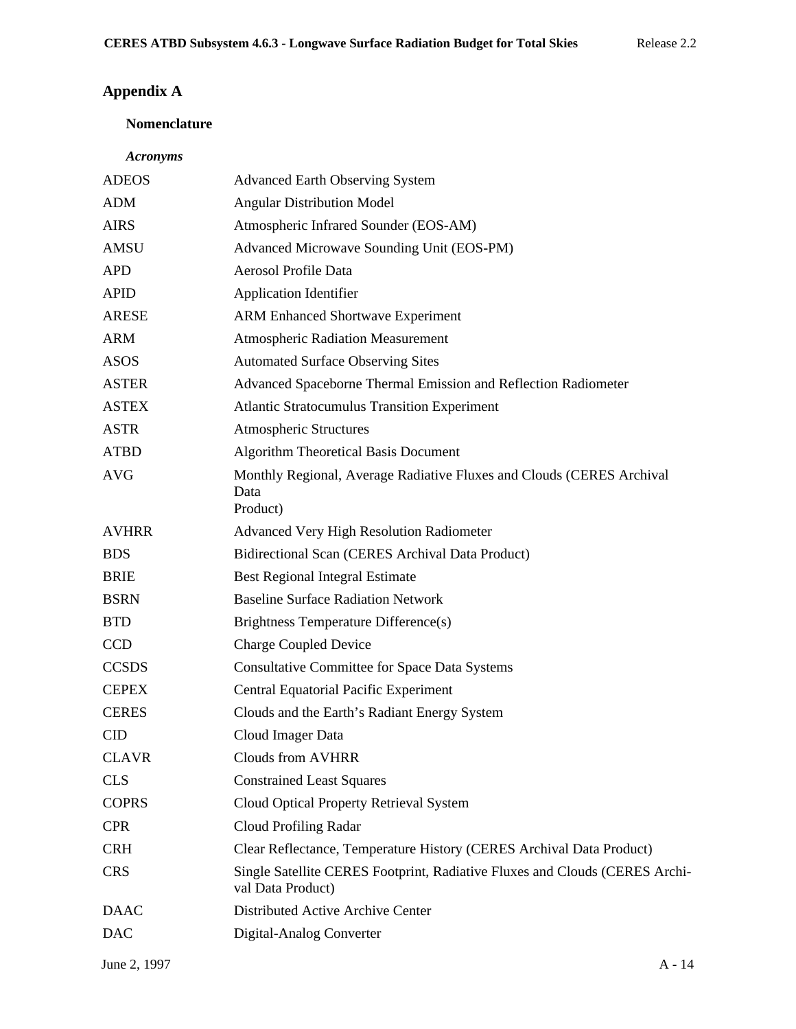# Appendix A

## Nomenclature

### *Acronyms*

| | |
|---|---|
| ADEOS | Advanced Earth Observing System |
| ADM | Angular Distribution Model |
| AIRS | Atmospheric Infrared Sounder (EOS-AM) |
| AMSU | Advanced Microwave Sounding Unit (EOS-PM) |
| APD | Aerosol Profile Data |
| APID | Application Identifier |
| ARESE | ARM Enhanced Shortwave Experiment |
| ARM | Atmospheric Radiation Measurement |
| ASOS | Automated Surface Observing Sites |
| ASTER | Advanced Spaceborne Thermal Emission and Reflection Radiometer |
| ASTEX | Atlantic Stratocumulus Transition Experiment |
| ASTR | Atmospheric Structures |
| ATBD | Algorithm Theoretical Basis Document |
| AVG | Monthly Regional, Average Radiative Fluxes and Clouds (CERES Archival Data Product) |
| AVHRR | Advanced Very High Resolution Radiometer |
| BDS | Bidirectional Scan (CERES Archival Data Product) |
| BRIE | Best Regional Integral Estimate |
| BSRN | Baseline Surface Radiation Network |
| BTD | Brightness Temperature Difference(s) |
| CCD | Charge Coupled Device |
| CCSDS | Consultative Committee for Space Data Systems |
| CEPEX | Central Equatorial Pacific Experiment |
| CERES | Clouds and the Earth's Radiant Energy System |
| CID | Cloud Imager Data |
| CLAVR | Clouds from AVHRR |
| CLS | Constrained Least Squares |
| COPRS | Cloud Optical Property Retrieval System |
| CPR | Cloud Profiling Radar |
| CRH | Clear Reflectance, Temperature History (CERES Archival Data Product) |
| CRS | Single Satellite CERES Footprint, Radiative Fluxes and Clouds (CERES Archival Data Product) |
| DAAC | Distributed Active Archive Center |
| DAC | Digital-Analog Converter |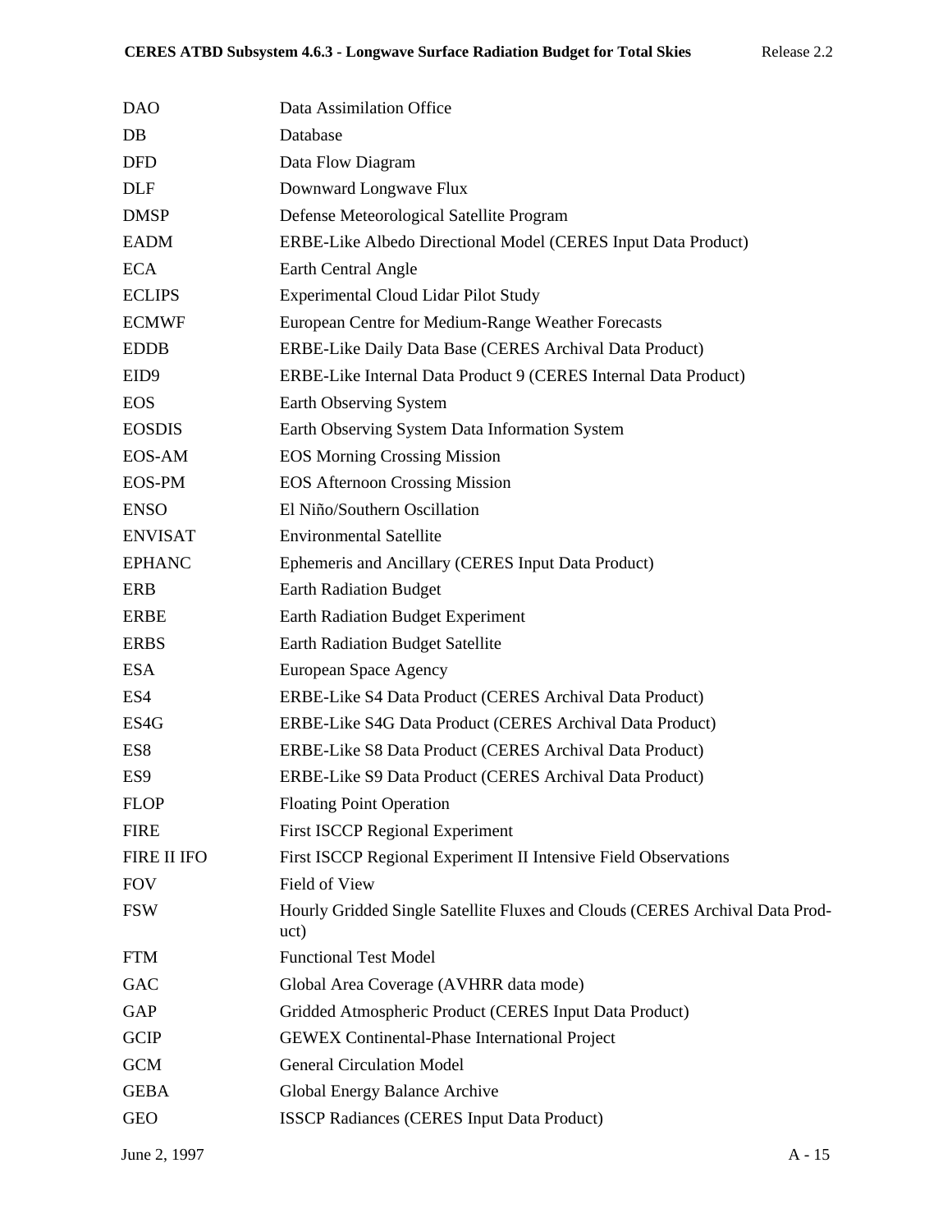| | |
|---|---|
| DAO | Data Assimilation Office |
| DB | Database |
| DFD | Data Flow Diagram |
| DLF | Downward Longwave Flux |
| DMSP | Defense Meteorological Satellite Program |
| EADM | ERBE-Like Albedo Directional Model (CERES Input Data Product) |
| ECA | Earth Central Angle |
| ECLIPS | Experimental Cloud Lidar Pilot Study |
| ECMWF | European Centre for Medium-Range Weather Forecasts |
| EDDB | ERBE-Like Daily Data Base (CERES Archival Data Product) |
| EID9 | ERBE-Like Internal Data Product 9 (CERES Internal Data Product) |
| EOS | Earth Observing System |
| EOSDIS | Earth Observing System Data Information System |
| EOS-AM | EOS Morning Crossing Mission |
| EOS-PM | EOS Afternoon Crossing Mission |
| ENSO | El Niño/Southern Oscillation |
| ENVISAT | Environmental Satellite |
| EPHANC | Ephemeris and Ancillary (CERES Input Data Product) |
| ERB | Earth Radiation Budget |
| ERBE | Earth Radiation Budget Experiment |
| ERBS | Earth Radiation Budget Satellite |
| ESA | European Space Agency |
| ES4 | ERBE-Like S4 Data Product (CERES Archival Data Product) |
| ES4G | ERBE-Like S4G Data Product (CERES Archival Data Product) |
| ES8 | ERBE-Like S8 Data Product (CERES Archival Data Product) |
| ES9 | ERBE-Like S9 Data Product (CERES Archival Data Product) |
| FLOP | Floating Point Operation |
| FIRE | First ISCCP Regional Experiment |
| FIRE II IFO | First ISCCP Regional Experiment II Intensive Field Observations |
| FOV | Field of View |
| FSW | Hourly Gridded Single Satellite Fluxes and Clouds (CERES Archival Data Product) |
| FTM | Functional Test Model |
| GAC | Global Area Coverage (AVHRR data mode) |
| GAP | Gridded Atmospheric Product (CERES Input Data Product) |
| GCIP | GEWEX Continental-Phase International Project |
| GCM | General Circulation Model |
| GEBA | Global Energy Balance Archive |
| GEO | ISSCP Radiances (CERES Input Data Product) |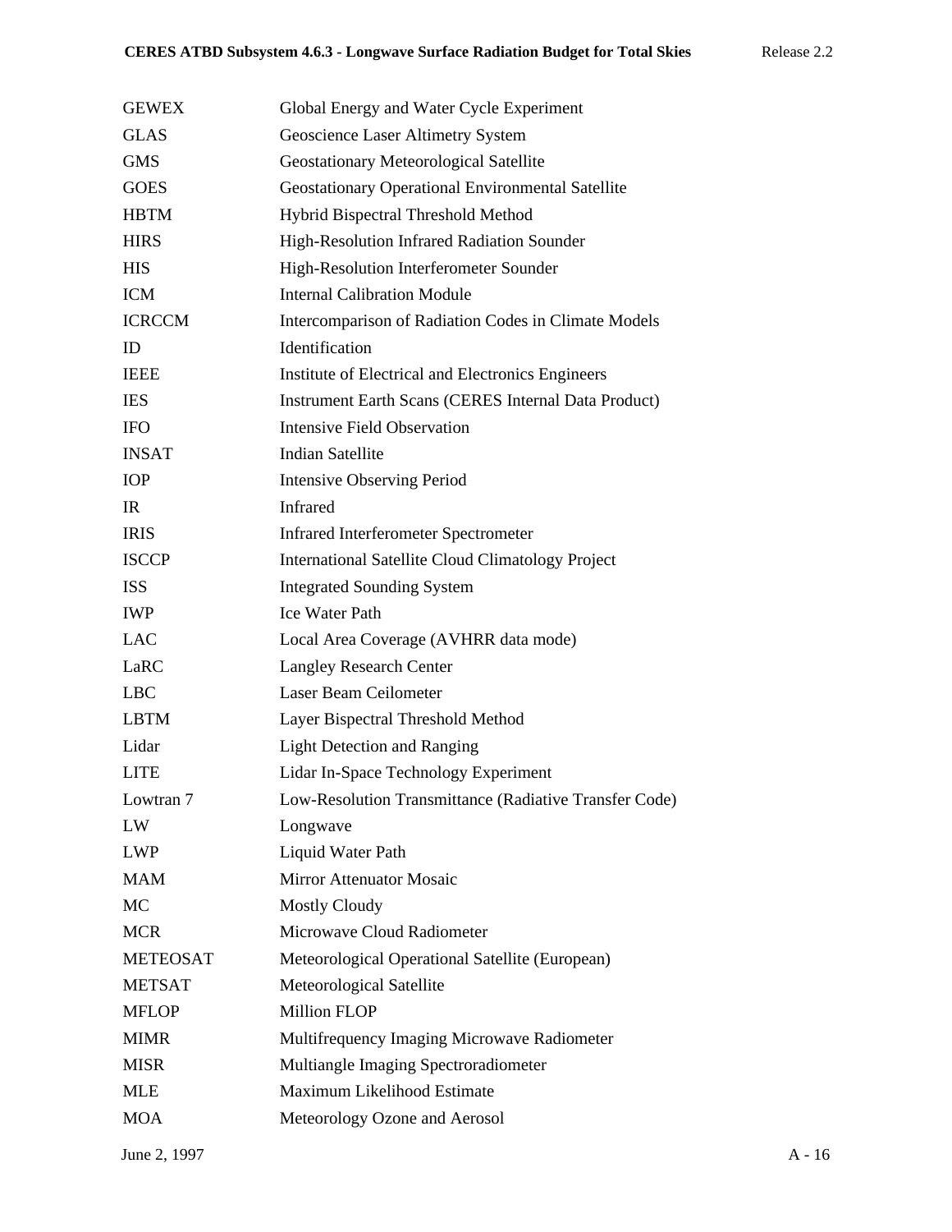| | |
|---|---|
| GEWEX | Global Energy and Water Cycle Experiment |
| GLAS | Geoscience Laser Altimetry System |
| GMS | Geostationary Meteorological Satellite |
| GOES | Geostationary Operational Environmental Satellite |
| HBTM | Hybrid Bispectral Threshold Method |
| HIRS | High-Resolution Infrared Radiation Sounder |
| HIS | High-Resolution Interferometer Sounder |
| ICM | Internal Calibration Module |
| ICRCCM | Intercomparison of Radiation Codes in Climate Models |
| ID | Identification |
| IEEE | Institute of Electrical and Electronics Engineers |
| IES | Instrument Earth Scans (CERES Internal Data Product) |
| IFO | Intensive Field Observation |
| INSAT | Indian Satellite |
| IOP | Intensive Observing Period |
| IR | Infrared |
| IRIS | Infrared Interferometer Spectrometer |
| ISCCP | International Satellite Cloud Climatology Project |
| ISS | Integrated Sounding System |
| IWP | Ice Water Path |
| LAC | Local Area Coverage (AVHRR data mode) |
| LaRC | Langley Research Center |
| LBC | Laser Beam Ceilometer |
| LBTM | Layer Bispectral Threshold Method |
| Lidar | Light Detection and Ranging |
| LITE | Lidar In-Space Technology Experiment |
| Lowtran 7 | Low-Resolution Transmittance (Radiative Transfer Code) |
| LW | Longwave |
| LWP | Liquid Water Path |
| MAM | Mirror Attenuator Mosaic |
| MC | Mostly Cloudy |
| MCR | Microwave Cloud Radiometer |
| METEOSAT | Meteorological Operational Satellite (European) |
| METSAT | Meteorological Satellite |
| MFLOP | Million FLOP |
| MIMR | Multifrequency Imaging Microwave Radiometer |
| MISR | Multiangle Imaging Spectroradiometer |
| MLE | Maximum Likelihood Estimate |
| MOA | Meteorology Ozone and Aerosol |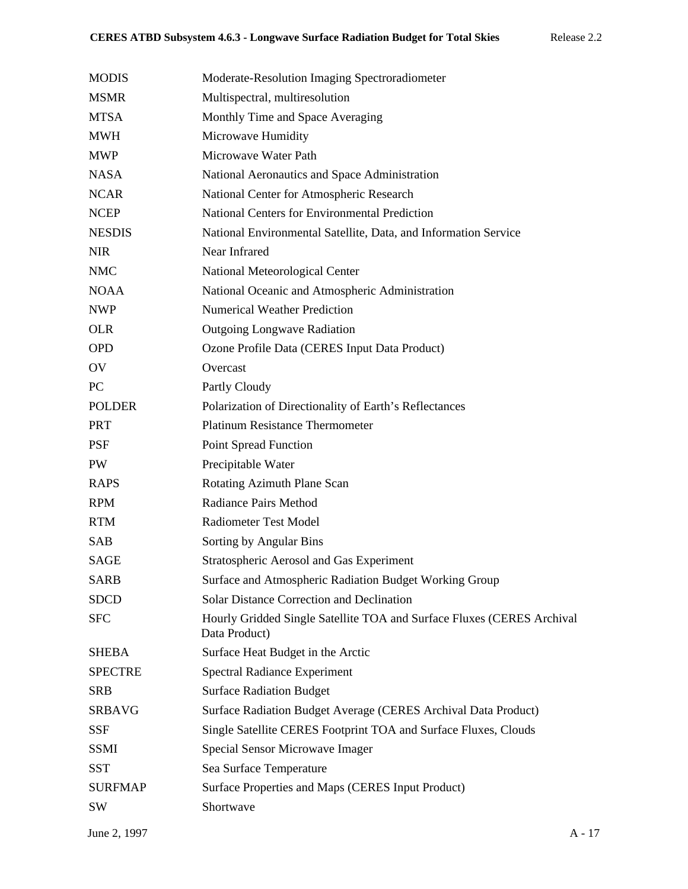| | |
|---|---|
| MODIS | Moderate-Resolution Imaging Spectroradiometer |
| MSMR | Multispectral, multiresolution |
| MTSA | Monthly Time and Space Averaging |
| MWH | Microwave Humidity |
| MWP | Microwave Water Path |
| NASA | National Aeronautics and Space Administration |
| NCAR | National Center for Atmospheric Research |
| NCEP | National Centers for Environmental Prediction |
| NESDIS | National Environmental Satellite, Data, and Information Service |
| NIR | Near Infrared |
| NMC | National Meteorological Center |
| NOAA | National Oceanic and Atmospheric Administration |
| NWP | Numerical Weather Prediction |
| OLR | Outgoing Longwave Radiation |
| OPD | Ozone Profile Data (CERES Input Data Product) |
| OV | Overcast |
| PC | Partly Cloudy |
| POLDER | Polarization of Directionality of Earth's Reflectances |
| PRT | Platinum Resistance Thermometer |
| PSF | Point Spread Function |
| PW | Precipitable Water |
| RAPS | Rotating Azimuth Plane Scan |
| RPM | Radiance Pairs Method |
| RTM | Radiometer Test Model |
| SAB | Sorting by Angular Bins |
| SAGE | Stratospheric Aerosol and Gas Experiment |
| SARB | Surface and Atmospheric Radiation Budget Working Group |
| SDCD | Solar Distance Correction and Declination |
| SFC | Hourly Gridded Single Satellite TOA and Surface Fluxes (CERES Archival Data Product) |
| SHEBA | Surface Heat Budget in the Arctic |
| SPECTRE | Spectral Radiance Experiment |
| SRB | Surface Radiation Budget |
| SRBAVG | Surface Radiation Budget Average (CERES Archival Data Product) |
| SSF | Single Satellite CERES Footprint TOA and Surface Fluxes, Clouds |
| SSMI | Special Sensor Microwave Imager |
| SST | Sea Surface Temperature |
| SURFMAP | Surface Properties and Maps (CERES Input Product) |
| SW | Shortwave |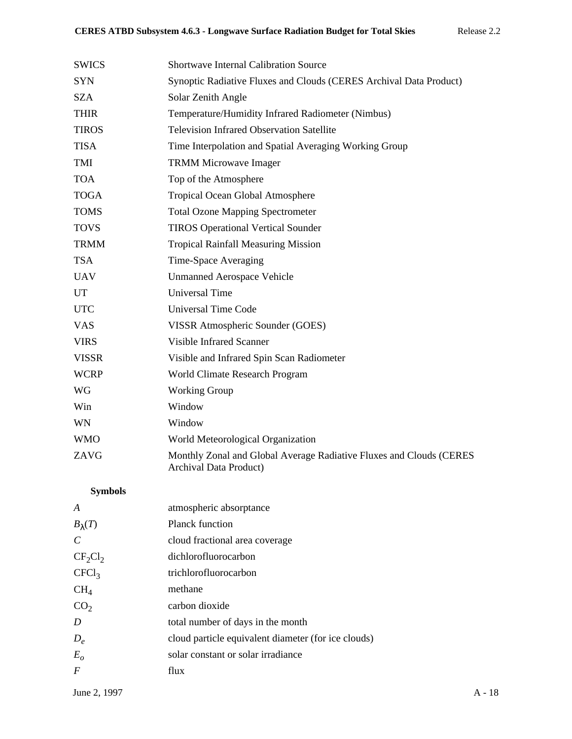| | |
|---|---|
| SWICS | Shortwave Internal Calibration Source |
| SYN | Synoptic Radiative Fluxes and Clouds (CERES Archival Data Product) |
| SZA | Solar Zenith Angle |
| THIR | Temperature/Humidity Infrared Radiometer (Nimbus) |
| TIROS | Television Infrared Observation Satellite |
| TISA | Time Interpolation and Spatial Averaging Working Group |
| TMI | TRMM Microwave Imager |
| TOA | Top of the Atmosphere |
| TOGA | Tropical Ocean Global Atmosphere |
| TOMS | Total Ozone Mapping Spectrometer |
| TOVS | TIROS Operational Vertical Sounder |
| TRMM | Tropical Rainfall Measuring Mission |
| TSA | Time-Space Averaging |
| UAV | Unmanned Aerospace Vehicle |
| UT | Universal Time |
| UTC | Universal Time Code |
| VAS | VISSR Atmospheric Sounder (GOES) |
| VIRS | Visible Infrared Scanner |
| VISSR | Visible and Infrared Spin Scan Radiometer |
| WCRP | World Climate Research Program |
| WG | Working Group |
| Win | Window |
| WN | Window |
| WMO | World Meteorological Organization |
| ZAVG | Monthly Zonal and Global Average Radiative Fluxes and Clouds (CERES Archival Data Product) |

**Symbols**

| | |
|---|---|
| $A$ | atmospheric absorptance |
| $B_\lambda(T)$ | Planck function |
| $C$ | cloud fractional area coverage |
| $CF_2Cl_2$ | dichlorofluorocarbon |
| $CFCl_3$ | trichlorofluorocarbon |
| $CH_4$ | methane |
| $CO_2$ | carbon dioxide |
| $D$ | total number of days in the month |
| $D_e$ | cloud particle equivalent diameter (for ice clouds) |
| $E_o$ | solar constant or solar irradiance |
| $F$ | flux |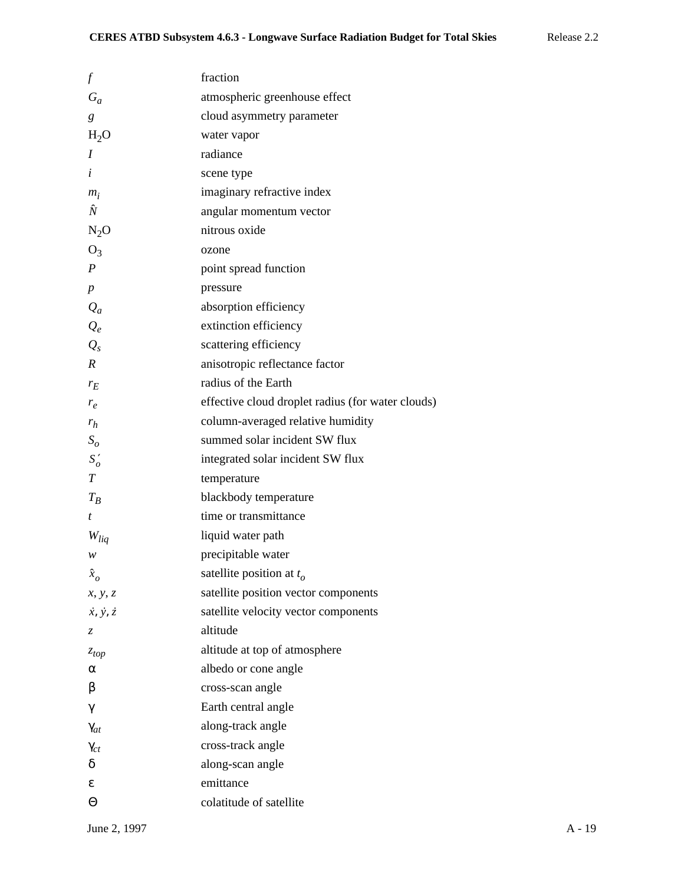| | |
|---|---|
| $f$ | fraction |
| $G_a$ | atmospheric greenhouse effect |
| $g$ | cloud asymmetry parameter |
| $H_2O$ | water vapor |
| $I$ | radiance |
| $i$ | scene type |
| $m_i$ | imaginary refractive index |
| $\hat{N}$ | angular momentum vector |
| $N_2O$ | nitrous oxide |
| $O_3$ | ozone |
| $P$ | point spread function |
| $p$ | pressure |
| $Q_a$ | absorption efficiency |
| $Q_e$ | extinction efficiency |
| $Q_s$ | scattering efficiency |
| $R$ | anisotropic reflectance factor |
| $r_E$ | radius of the Earth |
| $r_e$ | effective cloud droplet radius (for water clouds) |
| $r_h$ | column-averaged relative humidity |
| $S_o$ | summed solar incident SW flux |
| $S_o'$ | integrated solar incident SW flux |
| $T$ | temperature |
| $T_B$ | blackbody temperature |
| $t$ | time or transmittance |
| $W_{liq}$ | liquid water path |
| $w$ | precipitable water |
| $\hat{x}_o$ | satellite position at $t_o$ |
| $x, y, z$ | satellite position vector components |
| $\dot{x}, \dot{y}, \dot{z}$ | satellite velocity vector components |
| $z$ | altitude |
| $z_{top}$ | altitude at top of atmosphere |
| $\alpha$ | albedo or cone angle |
| $\beta$ | cross-scan angle |
| $\gamma$ | Earth central angle |
| $\gamma_{at}$ | along-track angle |
| $\gamma_{ct}$ | cross-track angle |
| $\delta$ | along-scan angle |
| $\varepsilon$ | emittance |
| $\Theta$ | colatitude of satellite |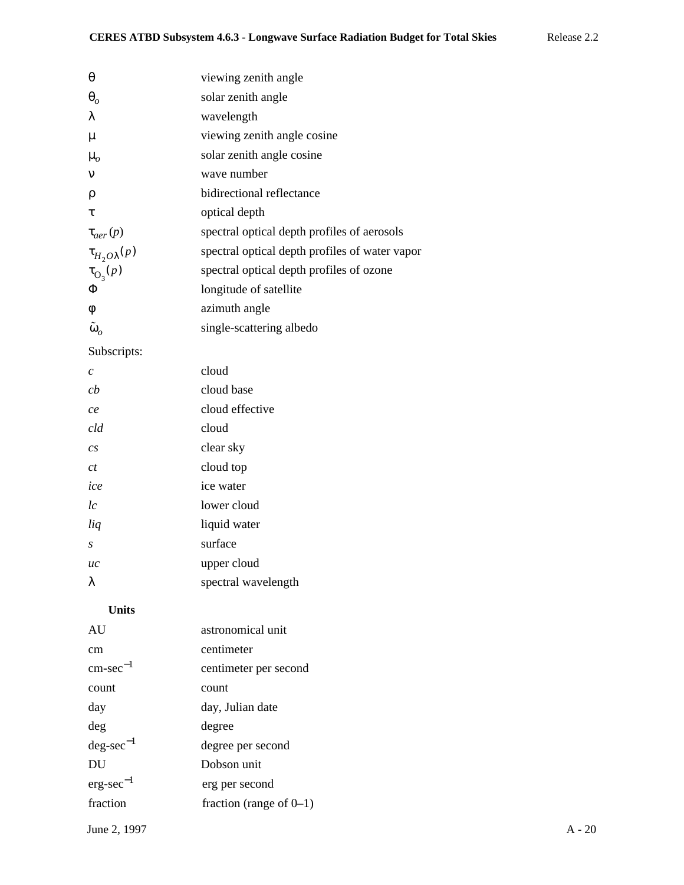| | |
|---|---|
| $\theta$ | viewing zenith angle |
| $\theta_o$ | solar zenith angle |
| $\lambda$ | wavelength |
| $\mu$ | viewing zenith angle cosine |
| $\mu_o$ | solar zenith angle cosine |
| $\nu$ | wave number |
| $\rho$ | bidirectional reflectance |
| $\tau$ | optical depth |
| $\tau_{aer}(p)$ | spectral optical depth profiles of aerosols |
| $\tau_{H_2O\lambda}(p)$ | spectral optical depth profiles of water vapor |
| $\tau_{O_3}(p)$ | spectral optical depth profiles of ozone |
| $\Phi$ | longitude of satellite |
| $\phi$ | azimuth angle |
| $\tilde{\omega}_o$ | single-scattering albedo |

Subscripts:

| | |
|---|---|
| *c* | cloud |
| *cb* | cloud base |
| *ce* | cloud effective |
| *cld* | cloud |
| *cs* | clear sky |
| *ct* | cloud top |
| *ice* | ice water |
| *lc* | lower cloud |
| *liq* | liquid water |
| *s* | surface |
| *uc* | upper cloud |
| $\lambda$ | spectral wavelength |

**Units**

| | |
|---|---|
| AU | astronomical unit |
| cm | centimeter |
| cm-sec$^{-1}$ | centimeter per second |
| count | count |
| day | day, Julian date |
| deg | degree |
| deg-sec$^{-1}$ | degree per second |
| DU | Dobson unit |
| erg-sec$^{-1}$ | erg per second |
| fraction | fraction (range of 0–1) |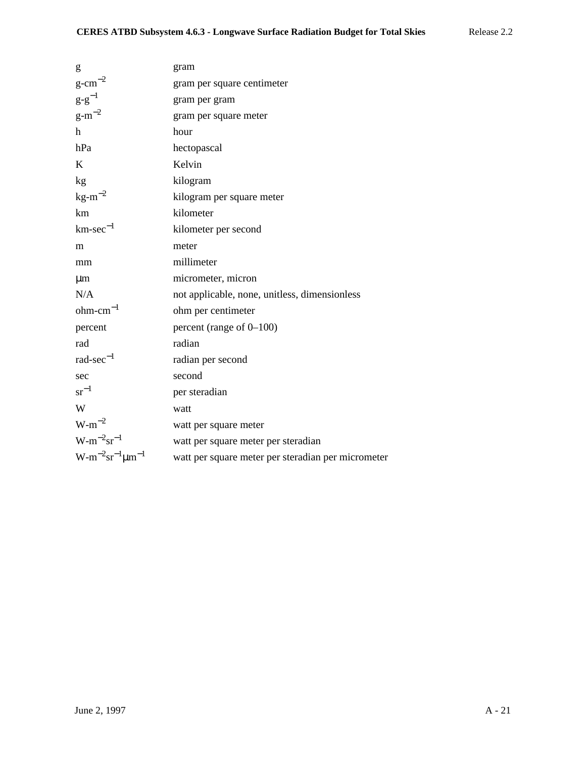| | |
|---|---|
| g | gram |
| g-cm$^{-2}$ | gram per square centimeter |
| g-g$^{-1}$ | gram per gram |
| g-m$^{-2}$ | gram per square meter |
| h | hour |
| hPa | hectopascal |
| K | Kelvin |
| kg | kilogram |
| kg-m$^{-2}$ | kilogram per square meter |
| km | kilometer |
| km-sec$^{-1}$ | kilometer per second |
| m | meter |
| mm | millimeter |
| $\mu$m | micrometer, micron |
| N/A | not applicable, none, unitless, dimensionless |
| ohm-cm$^{-1}$ | ohm per centimeter |
| percent | percent (range of 0–100) |
| rad | radian |
| rad-sec$^{-1}$ | radian per second |
| sec | second |
| sr$^{-1}$ | per steradian |
| W | watt |
| W-m$^{-2}$ | watt per square meter |
| W-m$^{-2}$sr$^{-1}$ | watt per square meter per steradian |
| W-m$^{-2}$sr$^{-1}$$\mu$m$^{-1}$ | watt per square meter per steradian per micrometer |